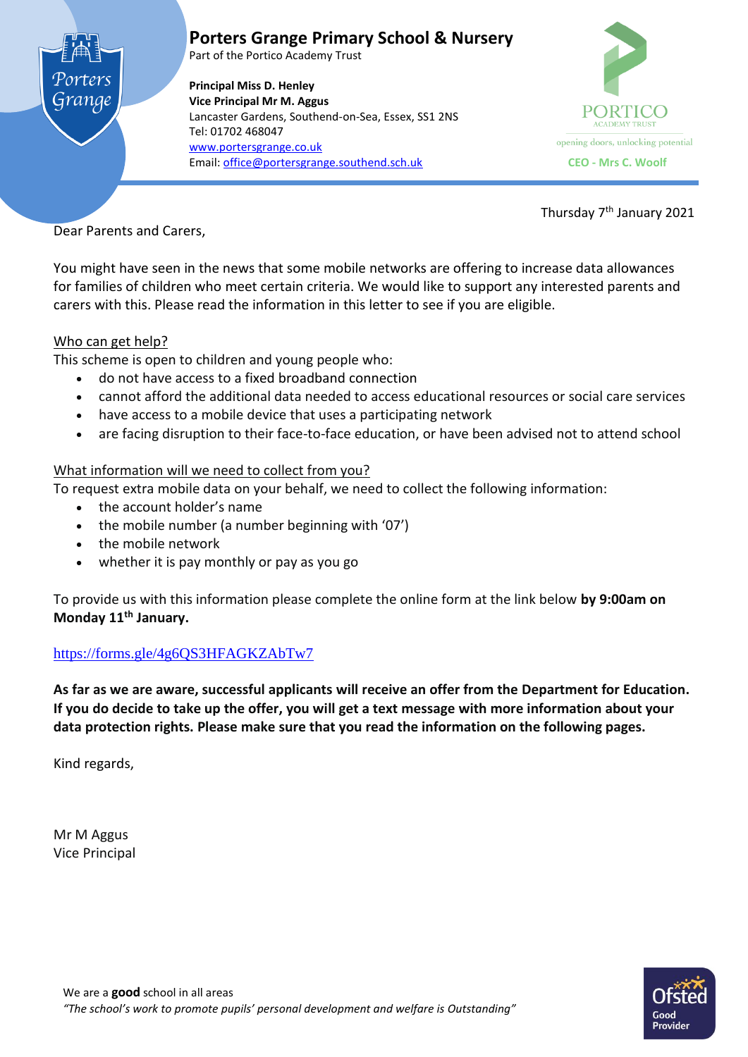# Porters Grange Primary School & Nursery

Part of the Portico Academy Trust

**Principal Miss D. Henley**
**Vice Principal Mr M. Aggus**
Lancaster Gardens, Southend-on-Sea, Essex, SS1 2NS
Tel: 01702 468047
www.portersgrange.co.uk
Email: office@portersgrange.southend.sch.uk

PORTICO ACADEMY TRUST
opening doors, unlocking potential
**CEO - Mrs C. Woolf**

Thursday 7th January 2021

Dear Parents and Carers,

You might have seen in the news that some mobile networks are offering to increase data allowances for families of children who meet certain criteria. We would like to support any interested parents and carers with this. Please read the information in this letter to see if you are eligible.

Who can get help?

This scheme is open to children and young people who:

- do not have access to a fixed broadband connection
- cannot afford the additional data needed to access educational resources or social care services
- have access to a mobile device that uses a participating network
- are facing disruption to their face-to-face education, or have been advised not to attend school

What information will we need to collect from you?

To request extra mobile data on your behalf, we need to collect the following information:

- the account holder's name
- the mobile number (a number beginning with '07')
- the mobile network
- whether it is pay monthly or pay as you go

To provide us with this information please complete the online form at the link below **by 9:00am on Monday 11th January.**

https://forms.gle/4g6QS3HFAGKZAbTw7

**As far as we are aware, successful applicants will receive an offer from the Department for Education. If you do decide to take up the offer, you will get a text message with more information about your data protection rights. Please make sure that you read the information on the following pages.**

Kind regards,

Mr M Aggus
Vice Principal

We are a **good** school in all areas
*"The school's work to promote pupils' personal development and welfare is Outstanding"*

Ofsted Good Provider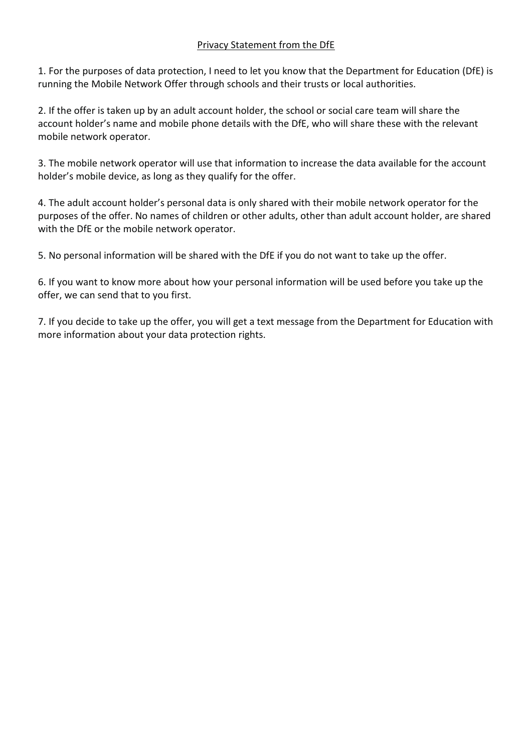## Privacy Statement from the DfE

1. For the purposes of data protection, I need to let you know that the Department for Education (DfE) is running the Mobile Network Offer through schools and their trusts or local authorities.

2. If the offer is taken up by an adult account holder, the school or social care team will share the account holder's name and mobile phone details with the DfE, who will share these with the relevant mobile network operator.

3. The mobile network operator will use that information to increase the data available for the account holder's mobile device, as long as they qualify for the offer.

4. The adult account holder's personal data is only shared with their mobile network operator for the purposes of the offer. No names of children or other adults, other than adult account holder, are shared with the DfE or the mobile network operator.

5. No personal information will be shared with the DfE if you do not want to take up the offer.

6. If you want to know more about how your personal information will be used before you take up the offer, we can send that to you first.

7. If you decide to take up the offer, you will get a text message from the Department for Education with more information about your data protection rights.